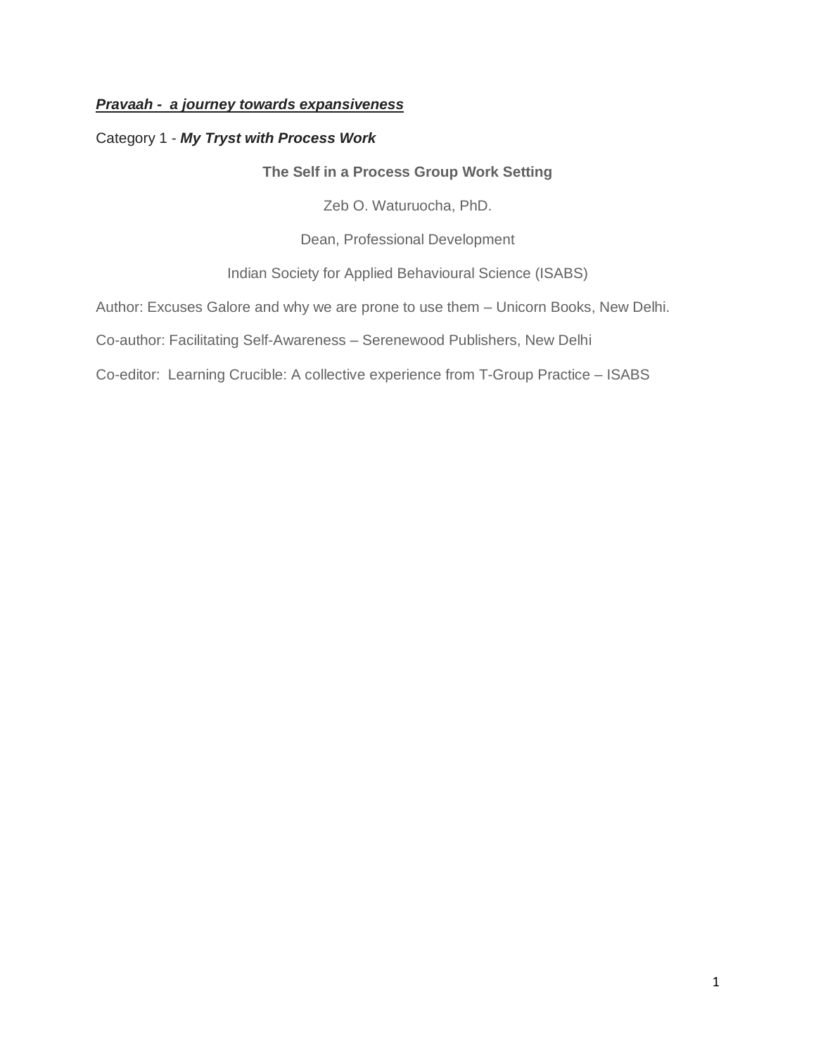***Pravaah - a journey towards expansiveness***

Category 1 - ***My Tryst with Process Work***

## The Self in a Process Group Work Setting

Zeb O. Waturuocha, PhD.

Dean, Professional Development

Indian Society for Applied Behavioural Science (ISABS)

Author: Excuses Galore and why we are prone to use them – Unicorn Books, New Delhi.

Co-author: Facilitating Self-Awareness – Serenewood Publishers, New Delhi

Co-editor: Learning Crucible: A collective experience from T-Group Practice – ISABS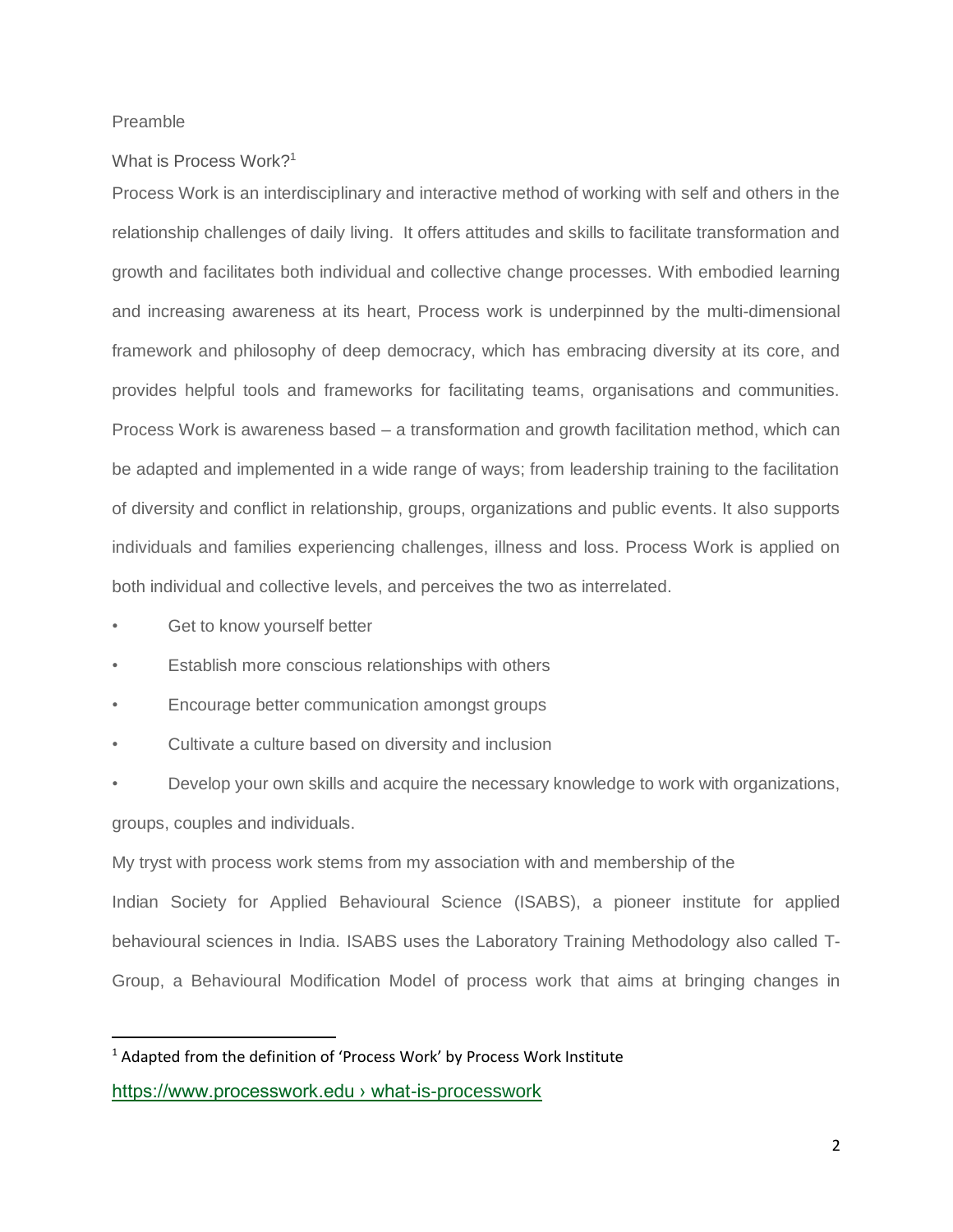## Preamble

### What is Process Work?[1]

Process Work is an interdisciplinary and interactive method of working with self and others in the relationship challenges of daily living. It offers attitudes and skills to facilitate transformation and growth and facilitates both individual and collective change processes. With embodied learning and increasing awareness at its heart, Process work is underpinned by the multi-dimensional framework and philosophy of deep democracy, which has embracing diversity at its core, and provides helpful tools and frameworks for facilitating teams, organisations and communities. Process Work is awareness based – a transformation and growth facilitation method, which can be adapted and implemented in a wide range of ways; from leadership training to the facilitation of diversity and conflict in relationship, groups, organizations and public events. It also supports individuals and families experiencing challenges, illness and loss. Process Work is applied on both individual and collective levels, and perceives the two as interrelated.

- Get to know yourself better
- Establish more conscious relationships with others
- Encourage better communication amongst groups
- Cultivate a culture based on diversity and inclusion
- Develop your own skills and acquire the necessary knowledge to work with organizations, groups, couples and individuals.

My tryst with process work stems from my association with and membership of the Indian Society for Applied Behavioural Science (ISABS), a pioneer institute for applied behavioural sciences in India. ISABS uses the Laboratory Training Methodology also called T-Group, a Behavioural Modification Model of process work that aims at bringing changes in

---

[1] Adapted from the definition of 'Process Work' by Process Work Institute https://www.processwork.edu › what-is-processwork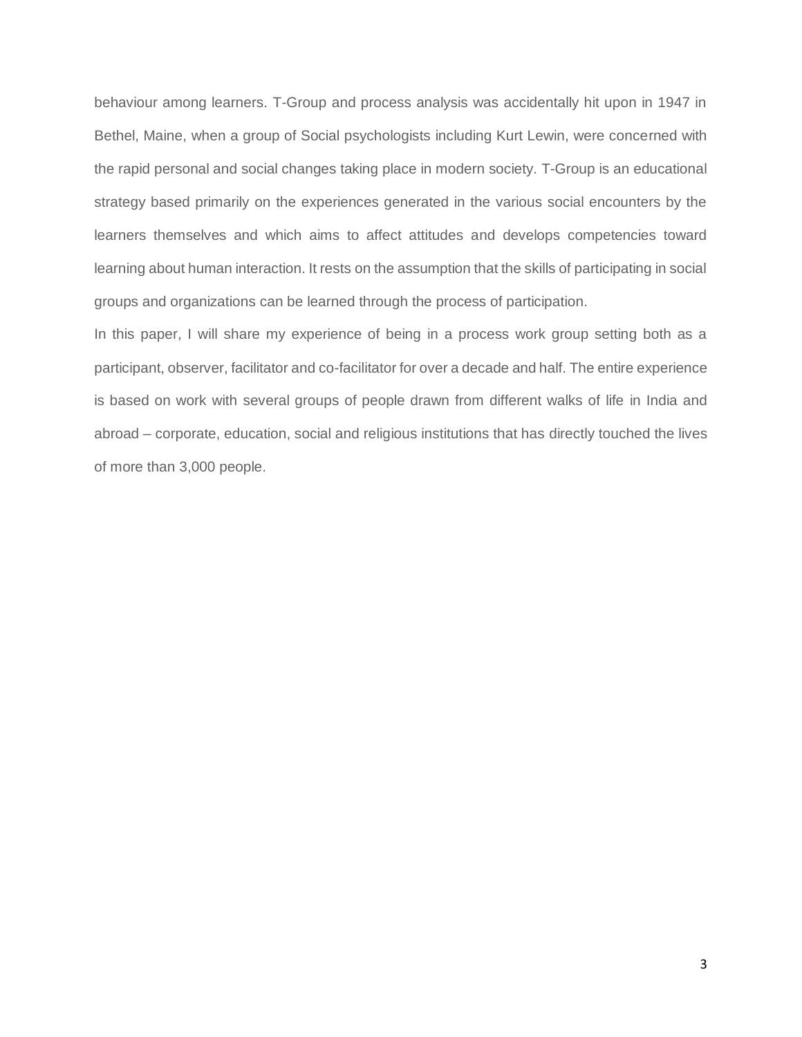behaviour among learners. T-Group and process analysis was accidentally hit upon in 1947 in Bethel, Maine, when a group of Social psychologists including Kurt Lewin, were concerned with the rapid personal and social changes taking place in modern society. T-Group is an educational strategy based primarily on the experiences generated in the various social encounters by the learners themselves and which aims to affect attitudes and develops competencies toward learning about human interaction. It rests on the assumption that the skills of participating in social groups and organizations can be learned through the process of participation.

In this paper, I will share my experience of being in a process work group setting both as a participant, observer, facilitator and co-facilitator for over a decade and half. The entire experience is based on work with several groups of people drawn from different walks of life in India and abroad – corporate, education, social and religious institutions that has directly touched the lives of more than 3,000 people.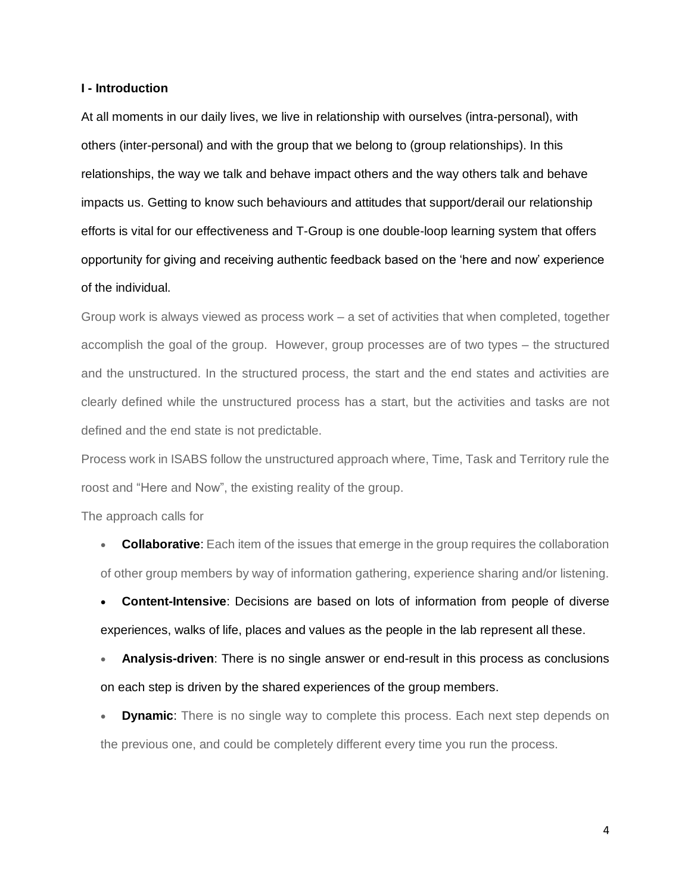**I - Introduction**

At all moments in our daily lives, we live in relationship with ourselves (intra-personal), with others (inter-personal) and with the group that we belong to (group relationships). In this relationships, the way we talk and behave impact others and the way others talk and behave impacts us. Getting to know such behaviours and attitudes that support/derail our relationship efforts is vital for our effectiveness and T-Group is one double-loop learning system that offers opportunity for giving and receiving authentic feedback based on the 'here and now' experience of the individual.

Group work is always viewed as process work – a set of activities that when completed, together accomplish the goal of the group. However, group processes are of two types – the structured and the unstructured. In the structured process, the start and the end states and activities are clearly defined while the unstructured process has a start, but the activities and tasks are not defined and the end state is not predictable.

Process work in ISABS follow the unstructured approach where, Time, Task and Territory rule the roost and "Here and Now", the existing reality of the group.

The approach calls for

- **Collaborative**: Each item of the issues that emerge in the group requires the collaboration of other group members by way of information gathering, experience sharing and/or listening.
- **Content-Intensive**: Decisions are based on lots of information from people of diverse experiences, walks of life, places and values as the people in the lab represent all these.
- **Analysis-driven**: There is no single answer or end-result in this process as conclusions on each step is driven by the shared experiences of the group members.
- **Dynamic**: There is no single way to complete this process. Each next step depends on the previous one, and could be completely different every time you run the process.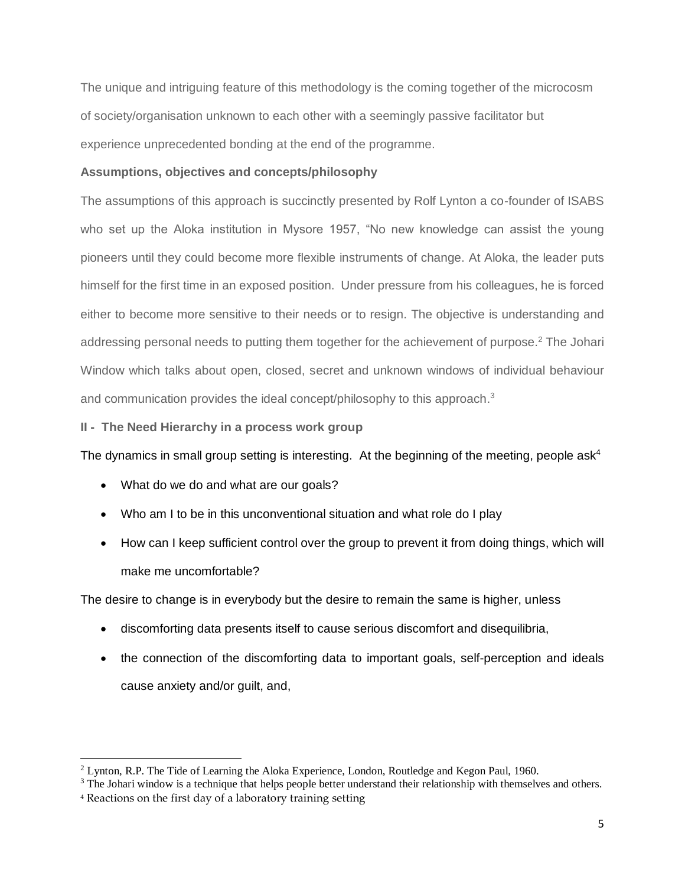The unique and intriguing feature of this methodology is the coming together of the microcosm of society/organisation unknown to each other with a seemingly passive facilitator but experience unprecedented bonding at the end of the programme.

**Assumptions, objectives and concepts/philosophy**

The assumptions of this approach is succinctly presented by Rolf Lynton a co-founder of ISABS who set up the Aloka institution in Mysore 1957, "No new knowledge can assist the young pioneers until they could become more flexible instruments of change. At Aloka, the leader puts himself for the first time in an exposed position. Under pressure from his colleagues, he is forced either to become more sensitive to their needs or to resign. The objective is understanding and addressing personal needs to putting them together for the achievement of purpose.[2] The Johari Window which talks about open, closed, secret and unknown windows of individual behaviour and communication provides the ideal concept/philosophy to this approach.[3]

**II - The Need Hierarchy in a process work group**

The dynamics in small group setting is interesting. At the beginning of the meeting, people ask[4]

- What do we do and what are our goals?
- Who am I to be in this unconventional situation and what role do I play
- How can I keep sufficient control over the group to prevent it from doing things, which will make me uncomfortable?

The desire to change is in everybody but the desire to remain the same is higher, unless

- discomforting data presents itself to cause serious discomfort and disequilibria,
- the connection of the discomforting data to important goals, self-perception and ideals cause anxiety and/or guilt, and,

---

[2] Lynton, R.P. The Tide of Learning the Aloka Experience, London, Routledge and Kegon Paul, 1960.

[3] The Johari window is a technique that helps people better understand their relationship with themselves and others.

[4] Reactions on the first day of a laboratory training setting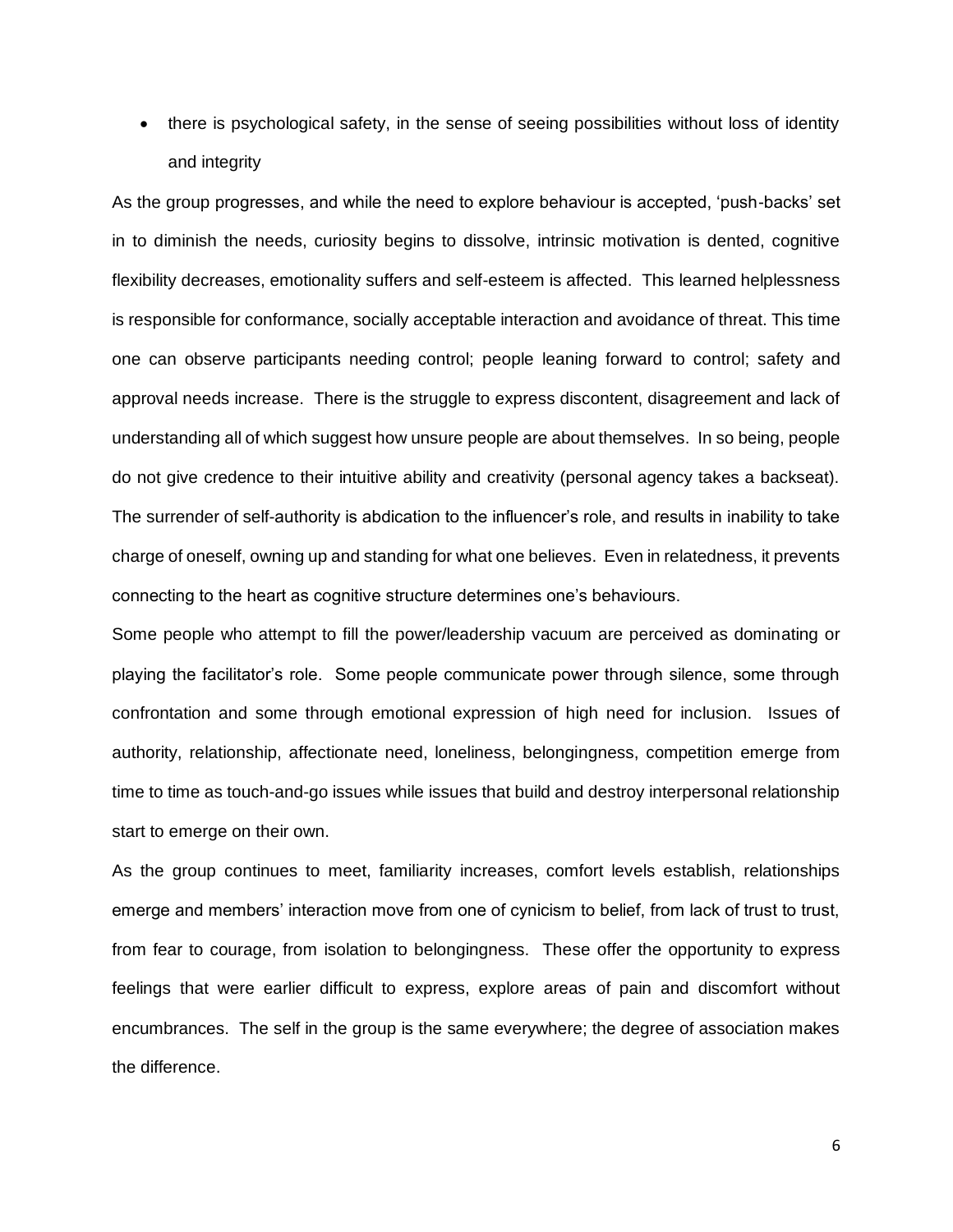- there is psychological safety, in the sense of seeing possibilities without loss of identity and integrity

As the group progresses, and while the need to explore behaviour is accepted, 'push-backs' set in to diminish the needs, curiosity begins to dissolve, intrinsic motivation is dented, cognitive flexibility decreases, emotionality suffers and self-esteem is affected. This learned helplessness is responsible for conformance, socially acceptable interaction and avoidance of threat. This time one can observe participants needing control; people leaning forward to control; safety and approval needs increase. There is the struggle to express discontent, disagreement and lack of understanding all of which suggest how unsure people are about themselves. In so being, people do not give credence to their intuitive ability and creativity (personal agency takes a backseat). The surrender of self-authority is abdication to the influencer's role, and results in inability to take charge of oneself, owning up and standing for what one believes. Even in relatedness, it prevents connecting to the heart as cognitive structure determines one's behaviours.

Some people who attempt to fill the power/leadership vacuum are perceived as dominating or playing the facilitator's role. Some people communicate power through silence, some through confrontation and some through emotional expression of high need for inclusion. Issues of authority, relationship, affectionate need, loneliness, belongingness, competition emerge from time to time as touch-and-go issues while issues that build and destroy interpersonal relationship start to emerge on their own.

As the group continues to meet, familiarity increases, comfort levels establish, relationships emerge and members' interaction move from one of cynicism to belief, from lack of trust to trust, from fear to courage, from isolation to belongingness. These offer the opportunity to express feelings that were earlier difficult to express, explore areas of pain and discomfort without encumbrances. The self in the group is the same everywhere; the degree of association makes the difference.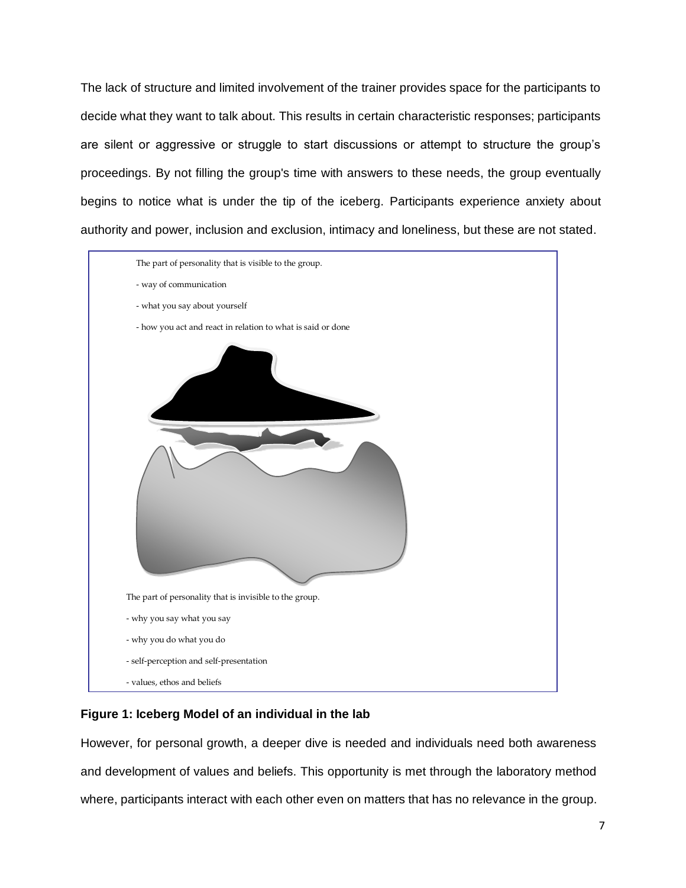The lack of structure and limited involvement of the trainer provides space for the participants to decide what they want to talk about. This results in certain characteristic responses; participants are silent or aggressive or struggle to start discussions or attempt to structure the group's proceedings. By not filling the group's time with answers to these needs, the group eventually begins to notice what is under the tip of the iceberg. Participants experience anxiety about authority and power, inclusion and exclusion, intimacy and loneliness, but these are not stated.

The part of personality that is visible to the group.

- way of communication
- what you say about yourself
- how you act and react in relation to what is said or done

The part of personality that is invisible to the group.

- why you say what you say
- why you do what you do
- self-perception and self-presentation
- values, ethos and beliefs

**Figure 1: Iceberg Model of an individual in the lab**

However, for personal growth, a deeper dive is needed and individuals need both awareness and development of values and beliefs. This opportunity is met through the laboratory method where, participants interact with each other even on matters that has no relevance in the group.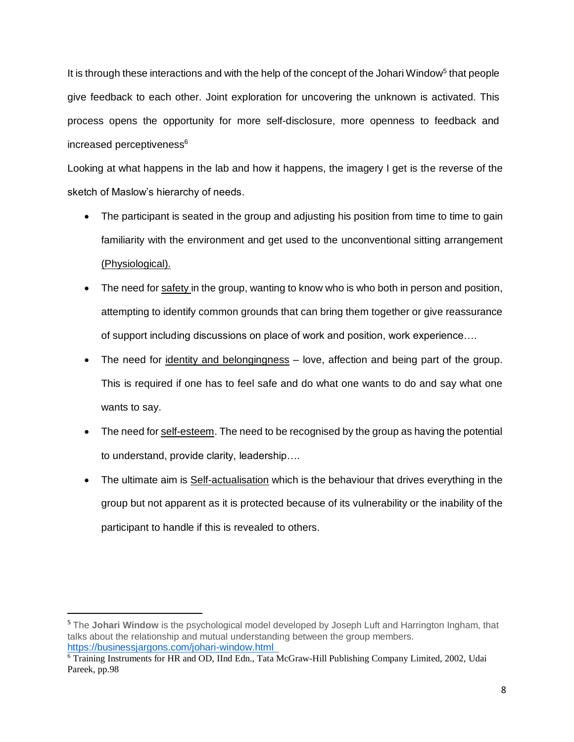It is through these interactions and with the help of the concept of the Johari Window[5] that people give feedback to each other. Joint exploration for uncovering the unknown is activated. This process opens the opportunity for more self-disclosure, more openness to feedback and increased perceptiveness[6]

Looking at what happens in the lab and how it happens, the imagery I get is the reverse of the sketch of Maslow's hierarchy of needs.

- The participant is seated in the group and adjusting his position from time to time to gain familiarity with the environment and get used to the unconventional sitting arrangement (Physiological).
- The need for safety in the group, wanting to know who is who both in person and position, attempting to identify common grounds that can bring them together or give reassurance of support including discussions on place of work and position, work experience….
- The need for identity and belongingness – love, affection and being part of the group. This is required if one has to feel safe and do what one wants to do and say what one wants to say.
- The need for self-esteem. The need to be recognised by the group as having the potential to understand, provide clarity, leadership….
- The ultimate aim is Self-actualisation which is the behaviour that drives everything in the group but not apparent as it is protected because of its vulnerability or the inability of the participant to handle if this is revealed to others.

---

[5] The **Johari Window** is the psychological model developed by Joseph Luft and Harrington Ingham, that talks about the relationship and mutual understanding between the group members. https://businessjargons.com/johari-window.html

[6] Training Instruments for HR and OD, IInd Edn., Tata McGraw-Hill Publishing Company Limited, 2002, Udai Pareek, pp.98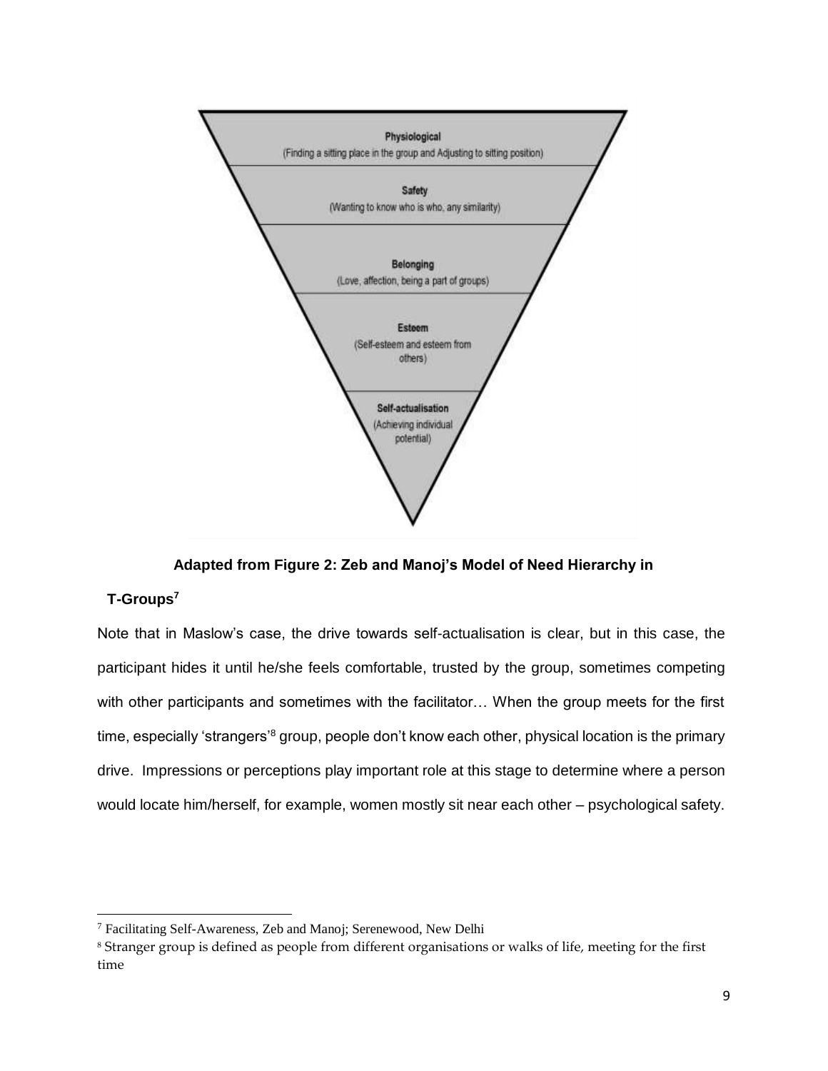Physiological
(Finding a sitting place in the group and Adjusting to sitting position)

Safety
(Wanting to know who is who, any similarity)

Belonging
(Love, affection, being a part of groups)

Esteem
(Self-esteem and esteem from others)

Self-actualisation
(Achieving individual potential)

**Adapted from Figure 2: Zeb and Manoj's Model of Need Hierarchy in T-Groups[7]**

Note that in Maslow's case, the drive towards self-actualisation is clear, but in this case, the participant hides it until he/she feels comfortable, trusted by the group, sometimes competing with other participants and sometimes with the facilitator… When the group meets for the first time, especially 'strangers'[8] group, people don't know each other, physical location is the primary drive. Impressions or perceptions play important role at this stage to determine where a person would locate him/herself, for example, women mostly sit near each other – psychological safety.

---

[7] Facilitating Self-Awareness, Zeb and Manoj; Serenewood, New Delhi

[8] Stranger group is defined as people from different organisations or walks of life, meeting for the first time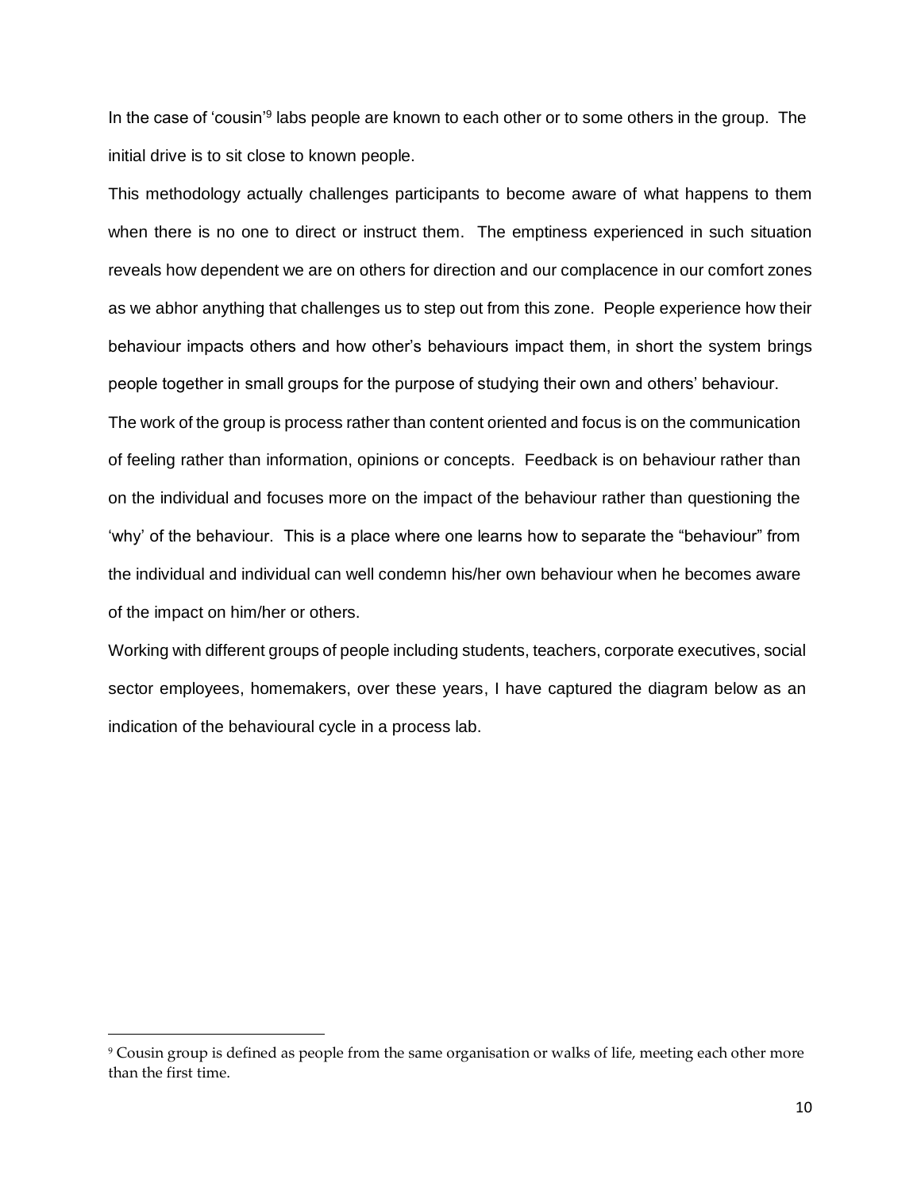In the case of 'cousin'[9] labs people are known to each other or to some others in the group. The initial drive is to sit close to known people.

This methodology actually challenges participants to become aware of what happens to them when there is no one to direct or instruct them. The emptiness experienced in such situation reveals how dependent we are on others for direction and our complacence in our comfort zones as we abhor anything that challenges us to step out from this zone. People experience how their behaviour impacts others and how other's behaviours impact them, in short the system brings people together in small groups for the purpose of studying their own and others' behaviour.

The work of the group is process rather than content oriented and focus is on the communication of feeling rather than information, opinions or concepts. Feedback is on behaviour rather than on the individual and focuses more on the impact of the behaviour rather than questioning the 'why' of the behaviour. This is a place where one learns how to separate the "behaviour" from the individual and individual can well condemn his/her own behaviour when he becomes aware of the impact on him/her or others.

Working with different groups of people including students, teachers, corporate executives, social sector employees, homemakers, over these years, I have captured the diagram below as an indication of the behavioural cycle in a process lab.

---

[9] Cousin group is defined as people from the same organisation or walks of life, meeting each other more than the first time.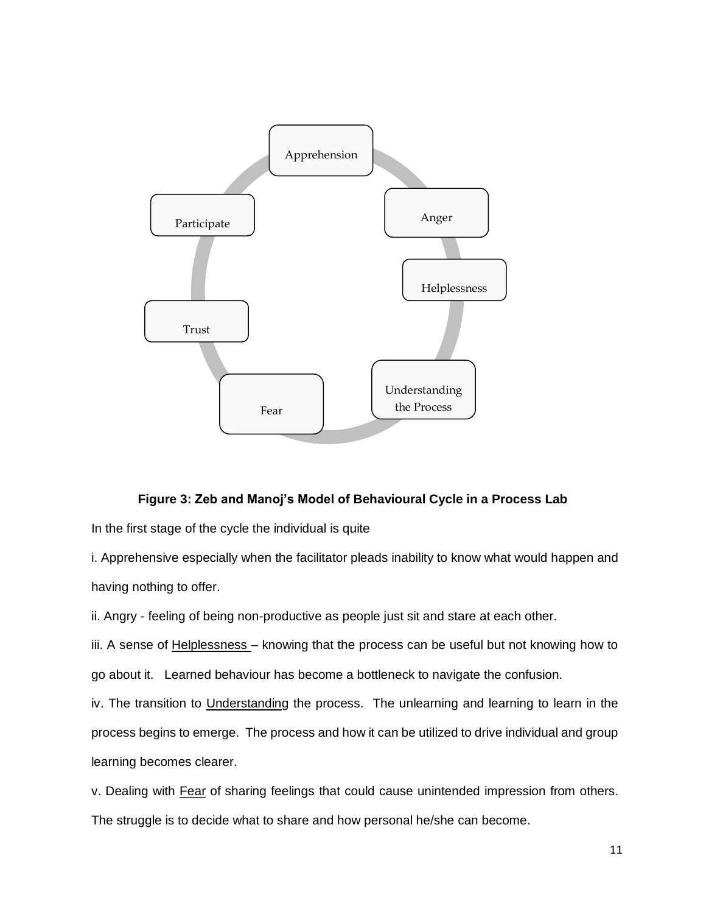**Figure 3: Zeb and Manoj's Model of Behavioural Cycle in a Process Lab**

In the first stage of the cycle the individual is quite

i. Apprehensive especially when the facilitator pleads inability to know what would happen and having nothing to offer.

ii. Angry - feeling of being non-productive as people just sit and stare at each other.

iii. A sense of Helplessness – knowing that the process can be useful but not knowing how to go about it. Learned behaviour has become a bottleneck to navigate the confusion.

iv. The transition to Understanding the process. The unlearning and learning to learn in the process begins to emerge. The process and how it can be utilized to drive individual and group learning becomes clearer.

v. Dealing with Fear of sharing feelings that could cause unintended impression from others. The struggle is to decide what to share and how personal he/she can become.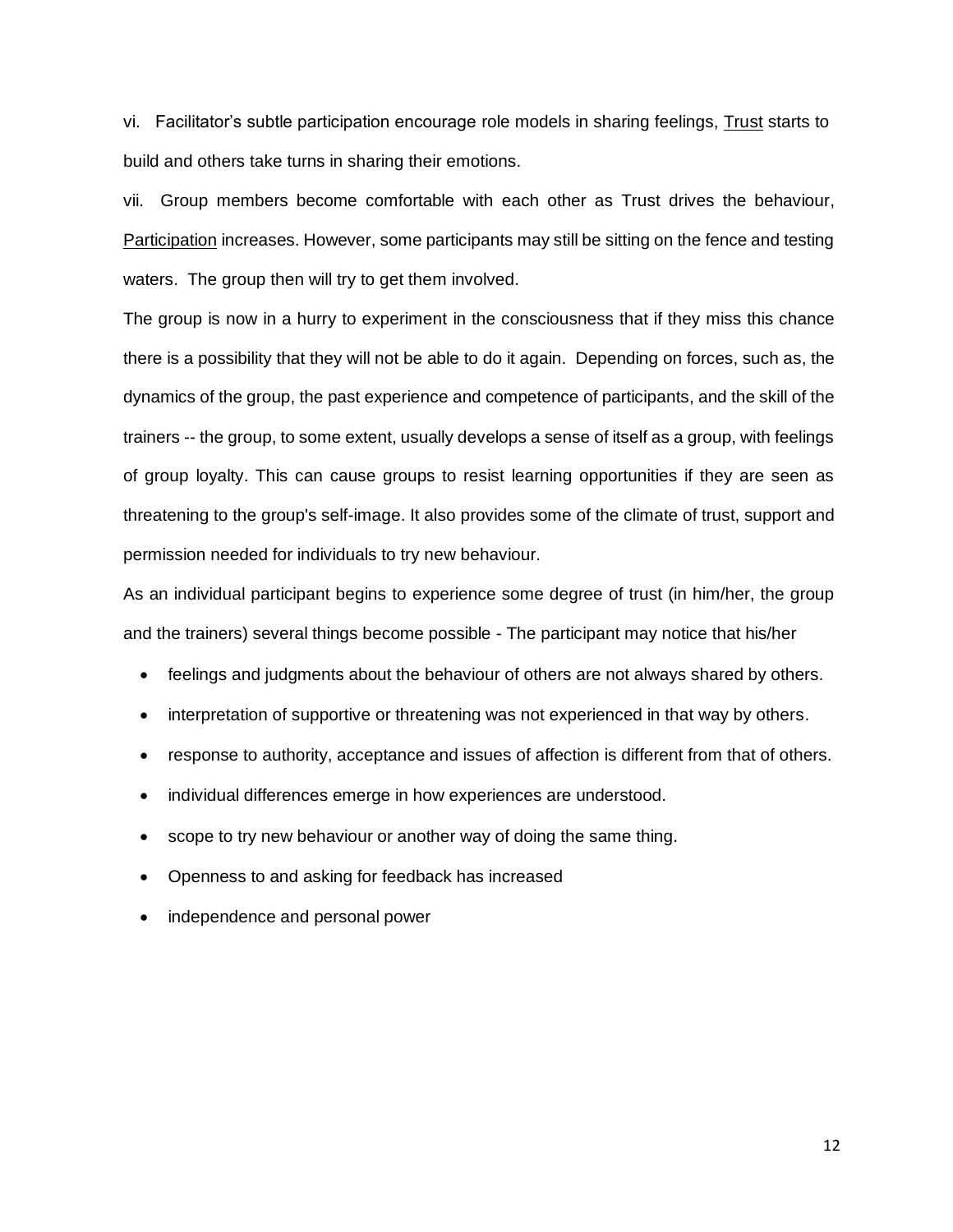vi. Facilitator's subtle participation encourage role models in sharing feelings, <u>Trust</u> starts to build and others take turns in sharing their emotions.

vii. Group members become comfortable with each other as Trust drives the behaviour, <u>Participation</u> increases. However, some participants may still be sitting on the fence and testing waters. The group then will try to get them involved.

The group is now in a hurry to experiment in the consciousness that if they miss this chance there is a possibility that they will not be able to do it again. Depending on forces, such as, the dynamics of the group, the past experience and competence of participants, and the skill of the trainers -- the group, to some extent, usually develops a sense of itself as a group, with feelings of group loyalty. This can cause groups to resist learning opportunities if they are seen as threatening to the group's self-image. It also provides some of the climate of trust, support and permission needed for individuals to try new behaviour.

As an individual participant begins to experience some degree of trust (in him/her, the group and the trainers) several things become possible - The participant may notice that his/her

- feelings and judgments about the behaviour of others are not always shared by others.
- interpretation of supportive or threatening was not experienced in that way by others.
- response to authority, acceptance and issues of affection is different from that of others.
- individual differences emerge in how experiences are understood.
- scope to try new behaviour or another way of doing the same thing.
- Openness to and asking for feedback has increased
- independence and personal power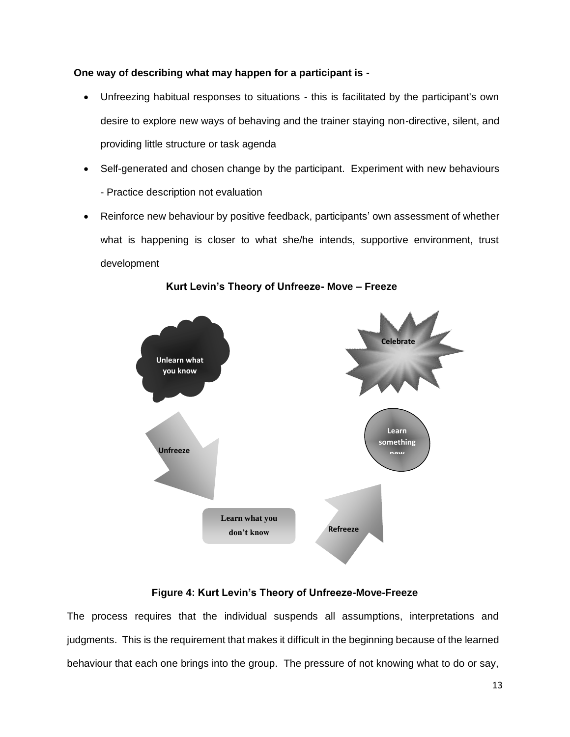**One way of describing what may happen for a participant is -**

- Unfreezing habitual responses to situations - this is facilitated by the participant's own desire to explore new ways of behaving and the trainer staying non-directive, silent, and providing little structure or task agenda
- Self-generated and chosen change by the participant. Experiment with new behaviours - Practice description not evaluation
- Reinforce new behaviour by positive feedback, participants' own assessment of whether what is happening is closer to what she/he intends, supportive environment, trust development

**Kurt Levin's Theory of Unfreeze- Move – Freeze**

Unlearn what you know

Unfreeze

Learn what you don't know

Refreeze

Learn something new

Celebrate

**Figure 4: Kurt Levin's Theory of Unfreeze-Move-Freeze**

The process requires that the individual suspends all assumptions, interpretations and judgments. This is the requirement that makes it difficult in the beginning because of the learned behaviour that each one brings into the group. The pressure of not knowing what to do or say,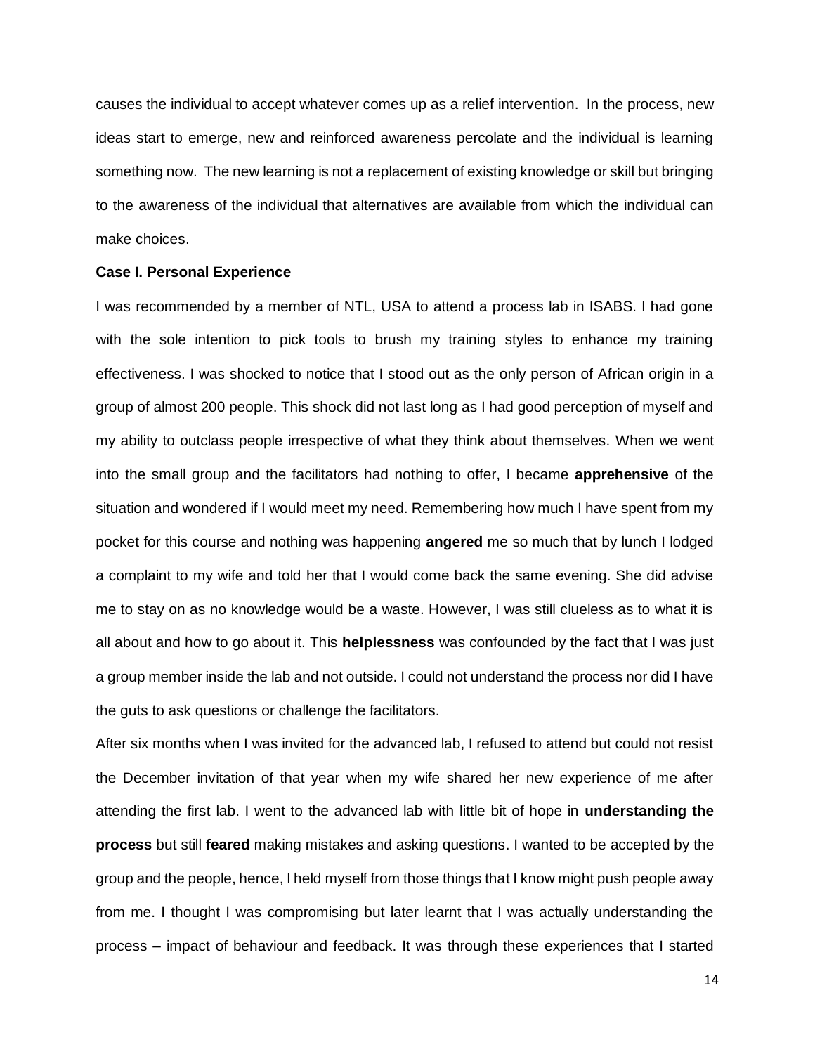causes the individual to accept whatever comes up as a relief intervention. In the process, new ideas start to emerge, new and reinforced awareness percolate and the individual is learning something now. The new learning is not a replacement of existing knowledge or skill but bringing to the awareness of the individual that alternatives are available from which the individual can make choices.

**Case I. Personal Experience**

I was recommended by a member of NTL, USA to attend a process lab in ISABS. I had gone with the sole intention to pick tools to brush my training styles to enhance my training effectiveness. I was shocked to notice that I stood out as the only person of African origin in a group of almost 200 people. This shock did not last long as I had good perception of myself and my ability to outclass people irrespective of what they think about themselves. When we went into the small group and the facilitators had nothing to offer, I became **apprehensive** of the situation and wondered if I would meet my need. Remembering how much I have spent from my pocket for this course and nothing was happening **angered** me so much that by lunch I lodged a complaint to my wife and told her that I would come back the same evening. She did advise me to stay on as no knowledge would be a waste. However, I was still clueless as to what it is all about and how to go about it. This **helplessness** was confounded by the fact that I was just a group member inside the lab and not outside. I could not understand the process nor did I have the guts to ask questions or challenge the facilitators.

After six months when I was invited for the advanced lab, I refused to attend but could not resist the December invitation of that year when my wife shared her new experience of me after attending the first lab. I went to the advanced lab with little bit of hope in **understanding the process** but still **feared** making mistakes and asking questions. I wanted to be accepted by the group and the people, hence, I held myself from those things that I know might push people away from me. I thought I was compromising but later learnt that I was actually understanding the process – impact of behaviour and feedback. It was through these experiences that I started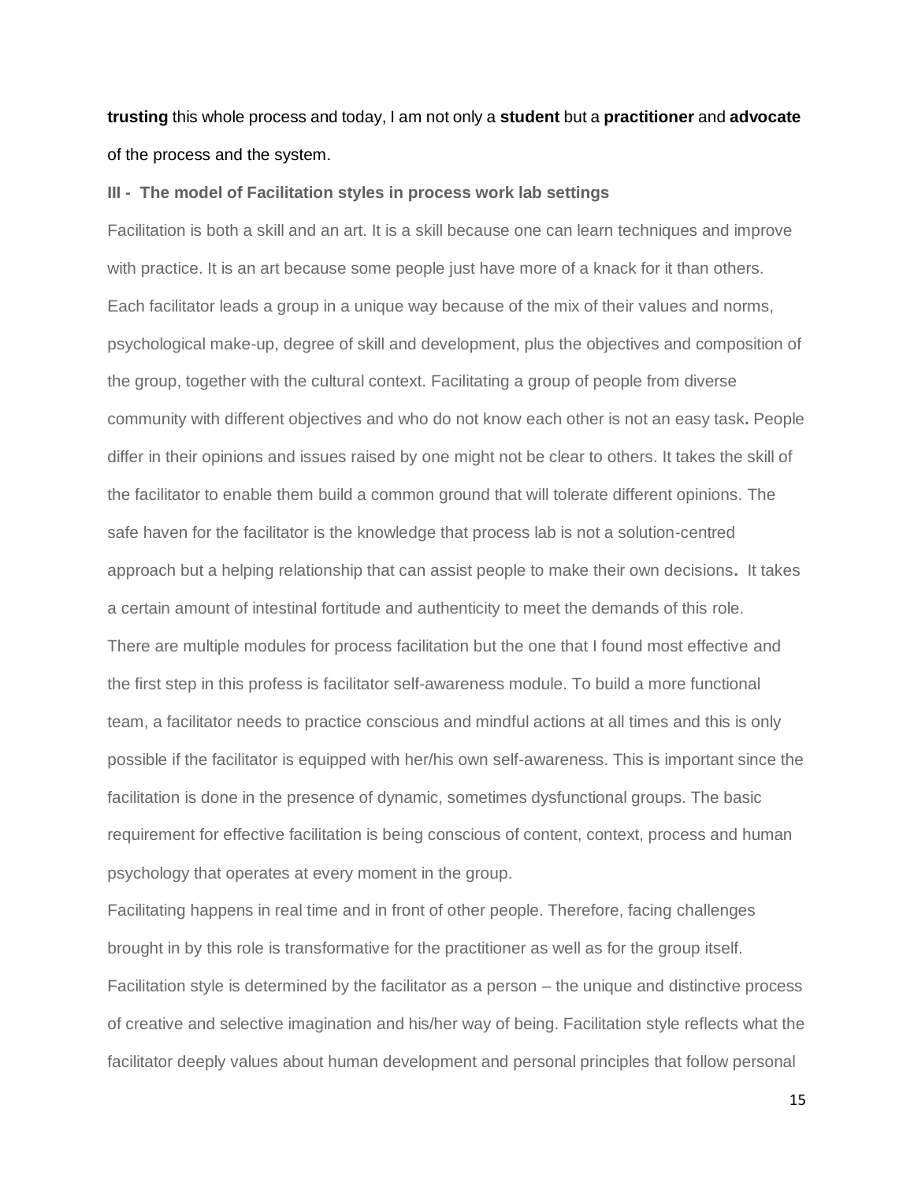**trusting** this whole process and today, I am not only a **student** but a **practitioner** and **advocate** of the process and the system.

### III - The model of Facilitation styles in process work lab settings

Facilitation is both a skill and an art. It is a skill because one can learn techniques and improve with practice. It is an art because some people just have more of a knack for it than others. Each facilitator leads a group in a unique way because of the mix of their values and norms, psychological make-up, degree of skill and development, plus the objectives and composition of the group, together with the cultural context. Facilitating a group of people from diverse community with different objectives and who do not know each other is not an easy task**.** People differ in their opinions and issues raised by one might not be clear to others. It takes the skill of the facilitator to enable them build a common ground that will tolerate different opinions. The safe haven for the facilitator is the knowledge that process lab is not a solution-centred approach but a helping relationship that can assist people to make their own decisions**.** It takes a certain amount of intestinal fortitude and authenticity to meet the demands of this role.

There are multiple modules for process facilitation but the one that I found most effective and the first step in this profess is facilitator self-awareness module. To build a more functional team, a facilitator needs to practice conscious and mindful actions at all times and this is only possible if the facilitator is equipped with her/his own self-awareness. This is important since the facilitation is done in the presence of dynamic, sometimes dysfunctional groups. The basic requirement for effective facilitation is being conscious of content, context, process and human psychology that operates at every moment in the group.

Facilitating happens in real time and in front of other people. Therefore, facing challenges brought in by this role is transformative for the practitioner as well as for the group itself. Facilitation style is determined by the facilitator as a person – the unique and distinctive process of creative and selective imagination and his/her way of being. Facilitation style reflects what the facilitator deeply values about human development and personal principles that follow personal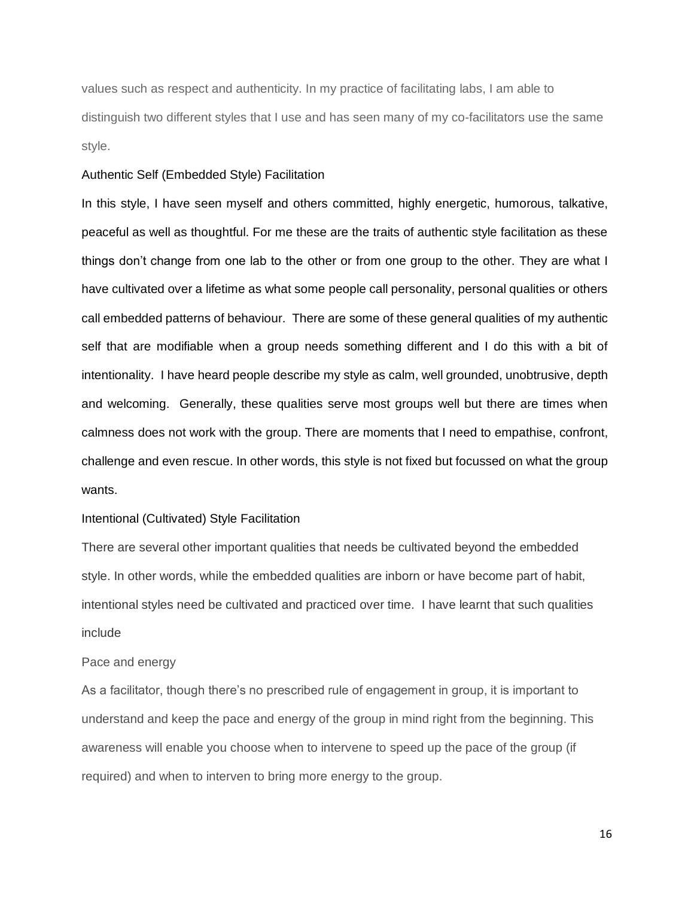values such as respect and authenticity. In my practice of facilitating labs, I am able to distinguish two different styles that I use and has seen many of my co-facilitators use the same style.

### Authentic Self (Embedded Style) Facilitation

In this style, I have seen myself and others committed, highly energetic, humorous, talkative, peaceful as well as thoughtful. For me these are the traits of authentic style facilitation as these things don't change from one lab to the other or from one group to the other. They are what I have cultivated over a lifetime as what some people call personality, personal qualities or others call embedded patterns of behaviour. There are some of these general qualities of my authentic self that are modifiable when a group needs something different and I do this with a bit of intentionality. I have heard people describe my style as calm, well grounded, unobtrusive, depth and welcoming. Generally, these qualities serve most groups well but there are times when calmness does not work with the group. There are moments that I need to empathise, confront, challenge and even rescue. In other words, this style is not fixed but focussed on what the group wants.

### Intentional (Cultivated) Style Facilitation

There are several other important qualities that needs be cultivated beyond the embedded style. In other words, while the embedded qualities are inborn or have become part of habit, intentional styles need be cultivated and practiced over time. I have learnt that such qualities include

#### Pace and energy

As a facilitator, though there's no prescribed rule of engagement in group, it is important to understand and keep the pace and energy of the group in mind right from the beginning. This awareness will enable you choose when to intervene to speed up the pace of the group (if required) and when to interven to bring more energy to the group.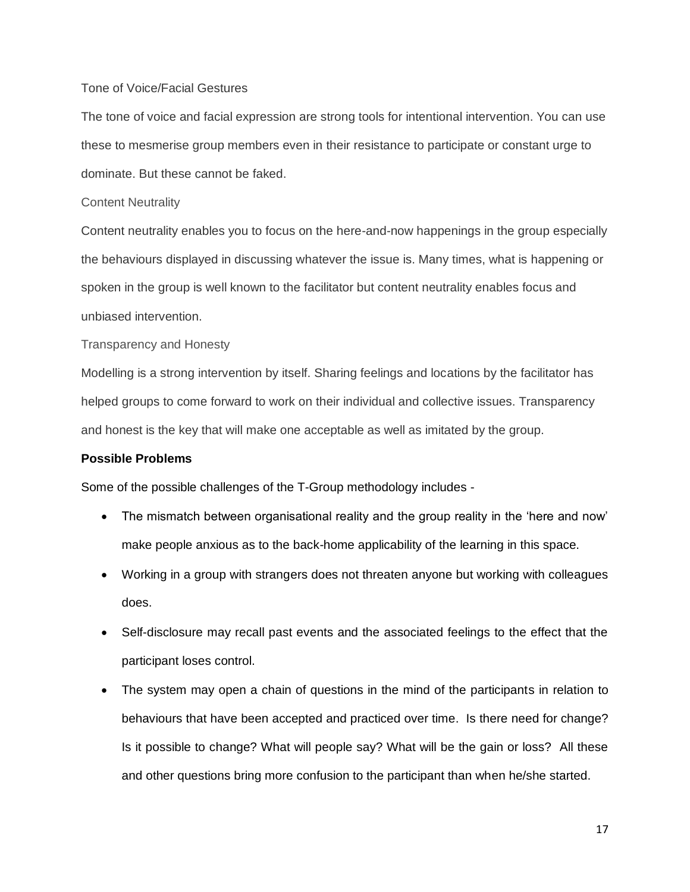### Tone of Voice/Facial Gestures

The tone of voice and facial expression are strong tools for intentional intervention. You can use these to mesmerise group members even in their resistance to participate or constant urge to dominate. But these cannot be faked.

### Content Neutrality

Content neutrality enables you to focus on the here-and-now happenings in the group especially the behaviours displayed in discussing whatever the issue is. Many times, what is happening or spoken in the group is well known to the facilitator but content neutrality enables focus and unbiased intervention.

### Transparency and Honesty

Modelling is a strong intervention by itself. Sharing feelings and locations by the facilitator has helped groups to come forward to work on their individual and collective issues. Transparency and honest is the key that will make one acceptable as well as imitated by the group.

**Possible Problems**

Some of the possible challenges of the T-Group methodology includes -

- The mismatch between organisational reality and the group reality in the 'here and now' make people anxious as to the back-home applicability of the learning in this space.
- Working in a group with strangers does not threaten anyone but working with colleagues does.
- Self-disclosure may recall past events and the associated feelings to the effect that the participant loses control.
- The system may open a chain of questions in the mind of the participants in relation to behaviours that have been accepted and practiced over time. Is there need for change? Is it possible to change? What will people say? What will be the gain or loss? All these and other questions bring more confusion to the participant than when he/she started.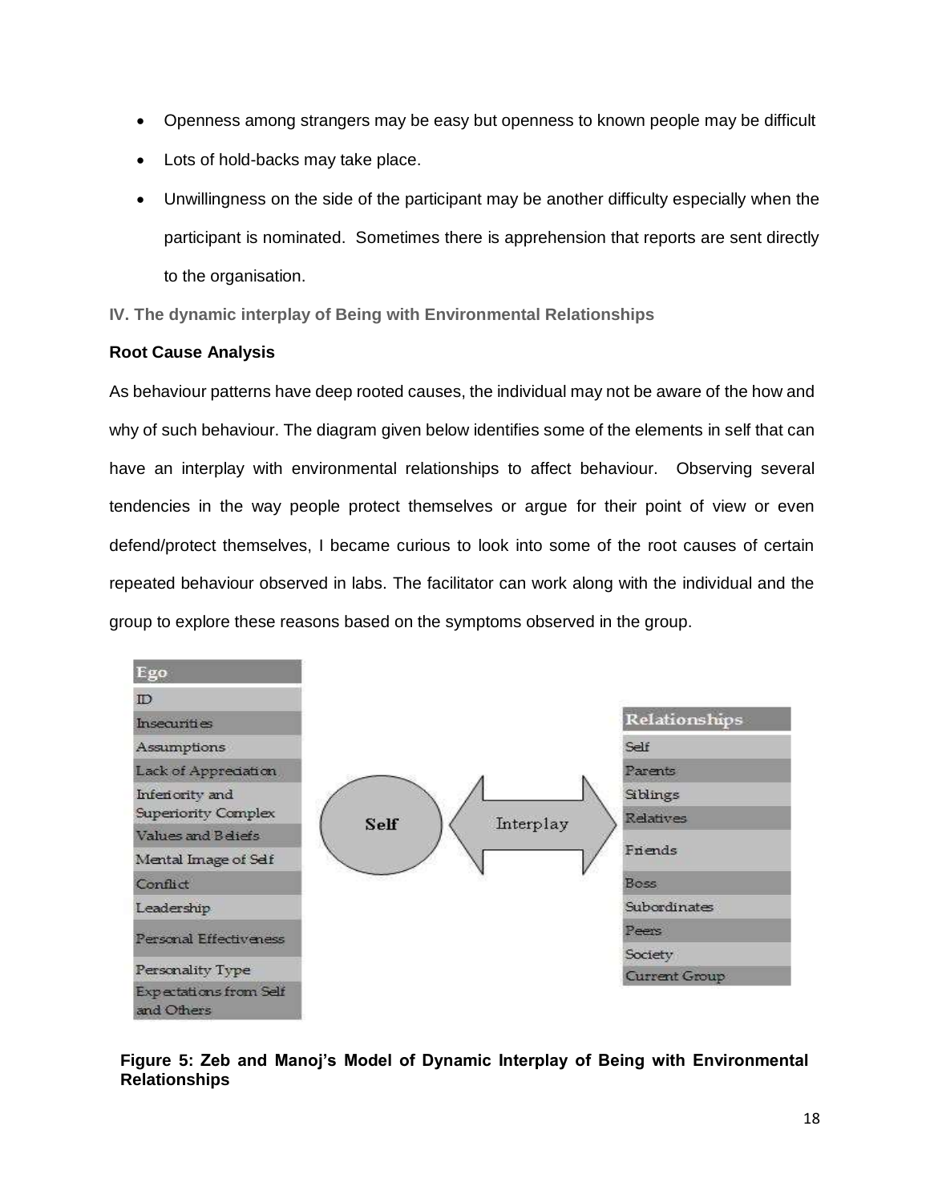- Openness among strangers may be easy but openness to known people may be difficult
- Lots of hold-backs may take place.
- Unwillingness on the side of the participant may be another difficulty especially when the participant is nominated. Sometimes there is apprehension that reports are sent directly to the organisation.

## IV. The dynamic interplay of Being with Environmental Relationships

### Root Cause Analysis

As behaviour patterns have deep rooted causes, the individual may not be aware of the how and why of such behaviour. The diagram given below identifies some of the elements in self that can have an interplay with environmental relationships to affect behaviour. Observing several tendencies in the way people protect themselves or argue for their point of view or even defend/protect themselves, I became curious to look into some of the root causes of certain repeated behaviour observed in labs. The facilitator can work along with the individual and the group to explore these reasons based on the symptoms observed in the group.

| Ego |
|---|
| ID |
| Insecurities |
| Assumptions |
| Lack of Appreciation |
| Inferiority and Superiority Complex |
| Values and Beliefs |
| Mental Image of Self |
| Conflict |
| Leadership |
| Personal Effectiveness |
| Personality Type |
| Expectations from Self and Others |

Self ⟷ Interplay ⟷ Relationships

| Relationships |
|---|
| Self |
| Parents |
| Siblings |
| Relatives |
| Friends |
| Boss |
| Subordinates |
| Peers |
| Society |
| Current Group |

**Figure 5: Zeb and Manoj's Model of Dynamic Interplay of Being with Environmental Relationships**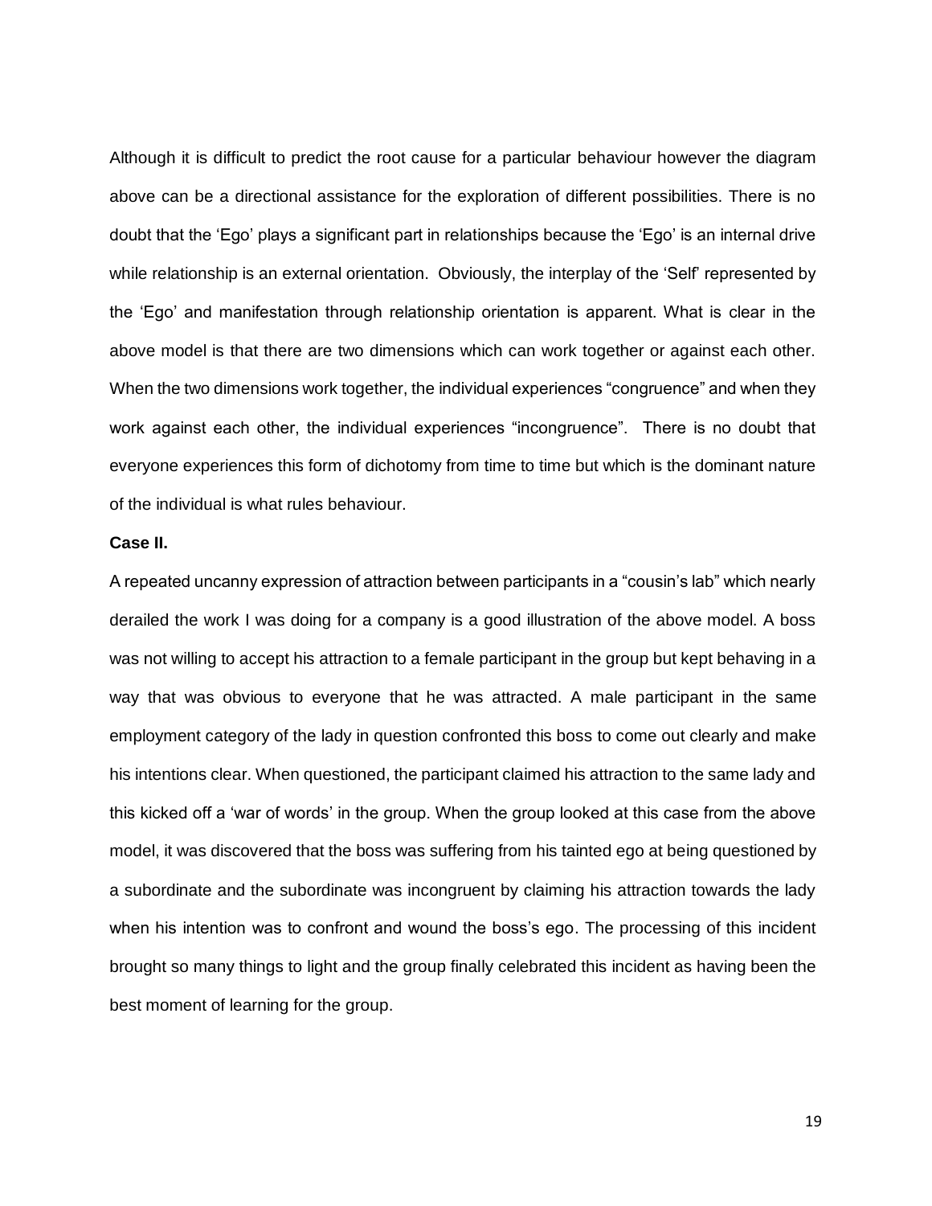Although it is difficult to predict the root cause for a particular behaviour however the diagram above can be a directional assistance for the exploration of different possibilities. There is no doubt that the 'Ego' plays a significant part in relationships because the 'Ego' is an internal drive while relationship is an external orientation. Obviously, the interplay of the 'Self' represented by the 'Ego' and manifestation through relationship orientation is apparent. What is clear in the above model is that there are two dimensions which can work together or against each other. When the two dimensions work together, the individual experiences "congruence" and when they work against each other, the individual experiences "incongruence". There is no doubt that everyone experiences this form of dichotomy from time to time but which is the dominant nature of the individual is what rules behaviour.

**Case II.**

A repeated uncanny expression of attraction between participants in a "cousin's lab" which nearly derailed the work I was doing for a company is a good illustration of the above model. A boss was not willing to accept his attraction to a female participant in the group but kept behaving in a way that was obvious to everyone that he was attracted. A male participant in the same employment category of the lady in question confronted this boss to come out clearly and make his intentions clear. When questioned, the participant claimed his attraction to the same lady and this kicked off a 'war of words' in the group. When the group looked at this case from the above model, it was discovered that the boss was suffering from his tainted ego at being questioned by a subordinate and the subordinate was incongruent by claiming his attraction towards the lady when his intention was to confront and wound the boss's ego. The processing of this incident brought so many things to light and the group finally celebrated this incident as having been the best moment of learning for the group.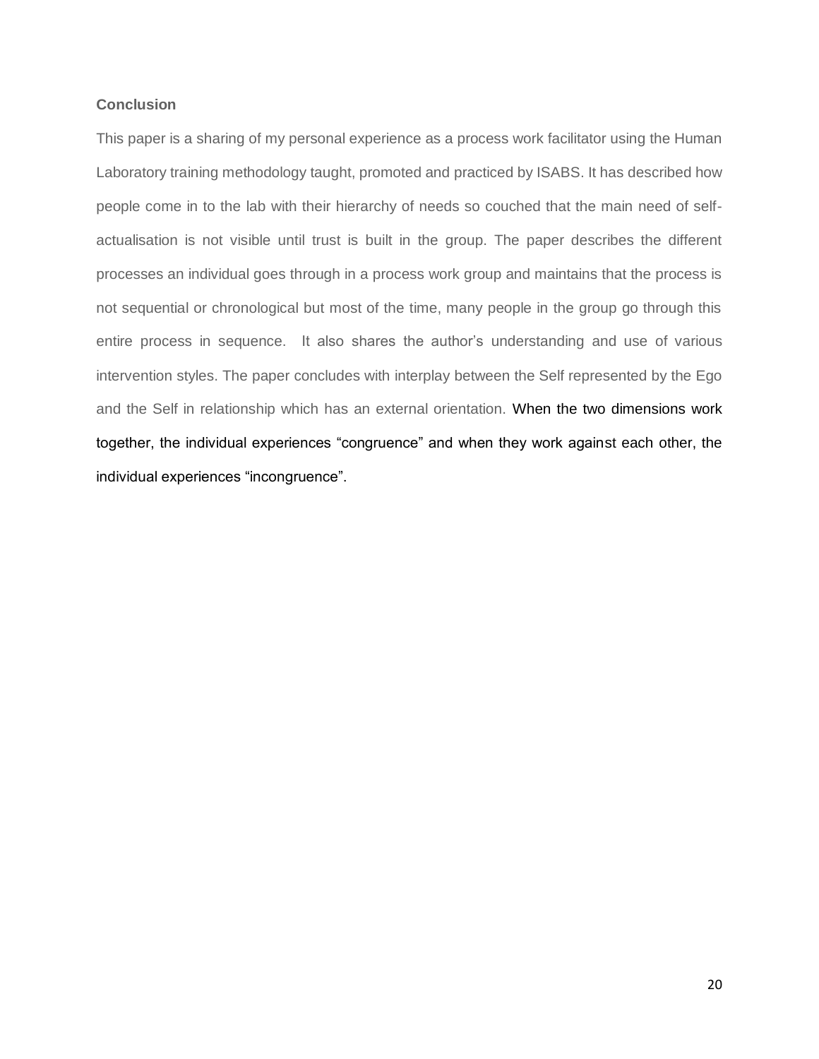**Conclusion**

This paper is a sharing of my personal experience as a process work facilitator using the Human Laboratory training methodology taught, promoted and practiced by ISABS. It has described how people come in to the lab with their hierarchy of needs so couched that the main need of self-actualisation is not visible until trust is built in the group. The paper describes the different processes an individual goes through in a process work group and maintains that the process is not sequential or chronological but most of the time, many people in the group go through this entire process in sequence. It also shares the author's understanding and use of various intervention styles. The paper concludes with interplay between the Self represented by the Ego and the Self in relationship which has an external orientation. When the two dimensions work together, the individual experiences "congruence" and when they work against each other, the individual experiences "incongruence".